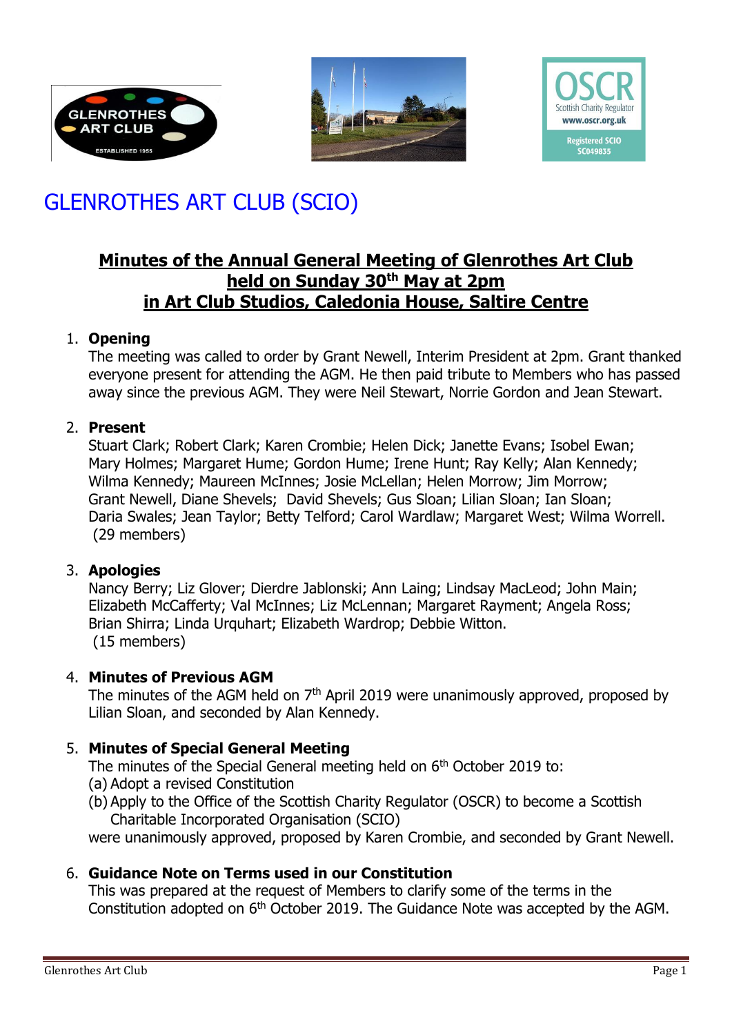# GLENROTHES ART CLUB (SCIO)

## Minutes of the Annual General Meeting of Glenrothes Art Club held on Sunday 30th May at 2pm in Art Club Studios, Caledonia House, Saltire Centre

1. **Opening**
   The meeting was called to order by Grant Newell, Interim President at 2pm. Grant thanked everyone present for attending the AGM. He then paid tribute to Members who has passed away since the previous AGM. They were Neil Stewart, Norrie Gordon and Jean Stewart.

2. **Present**
   Stuart Clark; Robert Clark; Karen Crombie; Helen Dick; Janette Evans; Isobel Ewan; Mary Holmes; Margaret Hume; Gordon Hume; Irene Hunt; Ray Kelly; Alan Kennedy; Wilma Kennedy; Maureen McInnes; Josie McLellan; Helen Morrow; Jim Morrow; Grant Newell, Diane Shevels; David Shevels; Gus Sloan; Lilian Sloan; Ian Sloan; Daria Swales; Jean Taylor; Betty Telford; Carol Wardlaw; Margaret West; Wilma Worrell.
   (29 members)

3. **Apologies**
   Nancy Berry; Liz Glover; Dierdre Jablonski; Ann Laing; Lindsay MacLeod; John Main; Elizabeth McCafferty; Val McInnes; Liz McLennan; Margaret Rayment; Angela Ross; Brian Shirra; Linda Urquhart; Elizabeth Wardrop; Debbie Witton.
   (15 members)

4. **Minutes of Previous AGM**
   The minutes of the AGM held on 7th April 2019 were unanimously approved, proposed by Lilian Sloan, and seconded by Alan Kennedy.

5. **Minutes of Special General Meeting**
   The minutes of the Special General meeting held on 6th October 2019 to:
   (a) Adopt a revised Constitution
   (b) Apply to the Office of the Scottish Charity Regulator (OSCR) to become a Scottish Charitable Incorporated Organisation (SCIO)
   were unanimously approved, proposed by Karen Crombie, and seconded by Grant Newell.

6. **Guidance Note on Terms used in our Constitution**
   This was prepared at the request of Members to clarify some of the terms in the Constitution adopted on 6th October 2019. The Guidance Note was accepted by the AGM.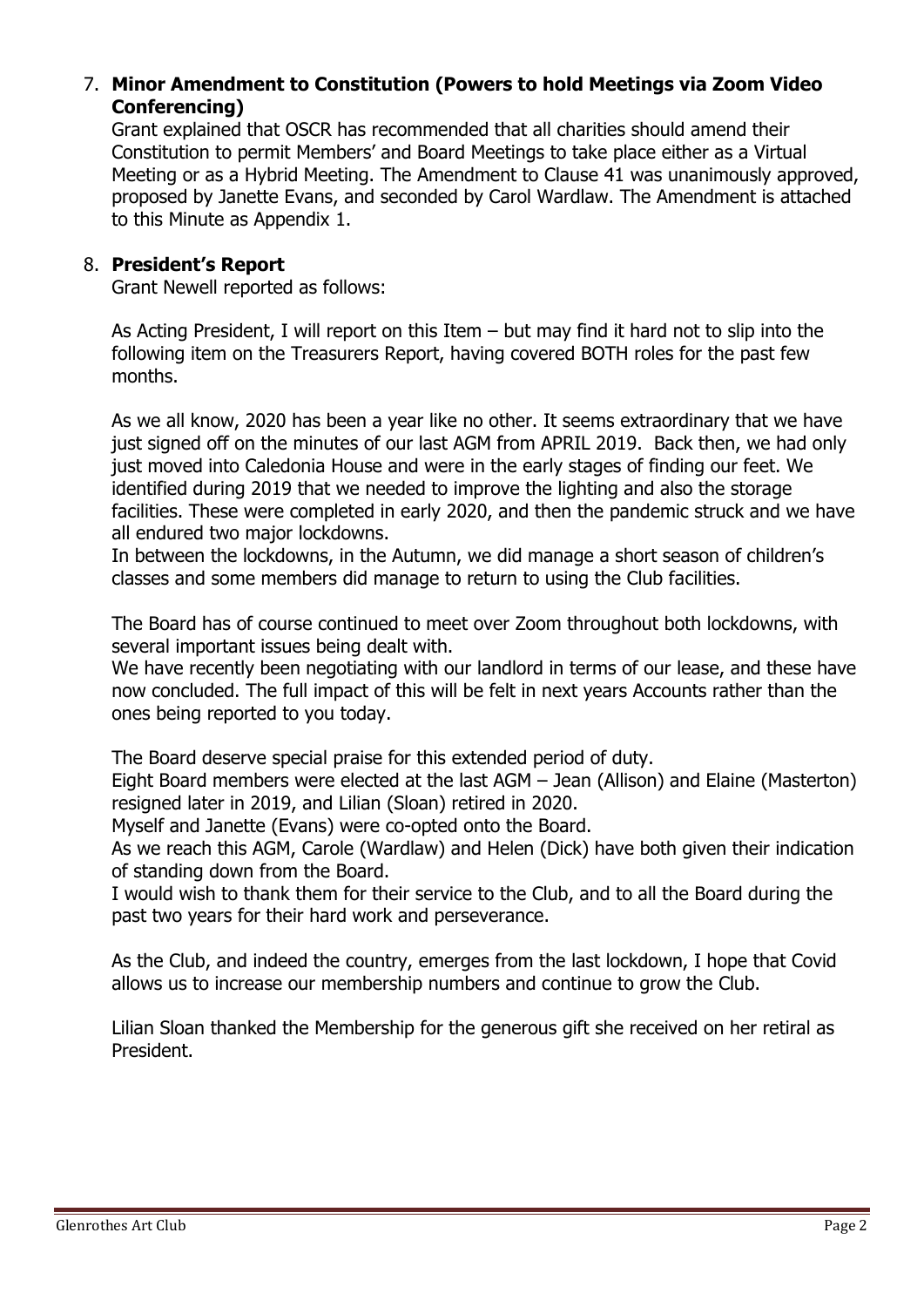7. **Minor Amendment to Constitution (Powers to hold Meetings via Zoom Video Conferencing)**

   Grant explained that OSCR has recommended that all charities should amend their Constitution to permit Members' and Board Meetings to take place either as a Virtual Meeting or as a Hybrid Meeting. The Amendment to Clause 41 was unanimously approved, proposed by Janette Evans, and seconded by Carol Wardlaw. The Amendment is attached to this Minute as Appendix 1.

8. **President's Report**

   Grant Newell reported as follows:

   As Acting President, I will report on this Item – but may find it hard not to slip into the following item on the Treasurers Report, having covered BOTH roles for the past few months.

   As we all know, 2020 has been a year like no other. It seems extraordinary that we have just signed off on the minutes of our last AGM from APRIL 2019. Back then, we had only just moved into Caledonia House and were in the early stages of finding our feet. We identified during 2019 that we needed to improve the lighting and also the storage facilities. These were completed in early 2020, and then the pandemic struck and we have all endured two major lockdowns.
   In between the lockdowns, in the Autumn, we did manage a short season of children's classes and some members did manage to return to using the Club facilities.

   The Board has of course continued to meet over Zoom throughout both lockdowns, with several important issues being dealt with.
   We have recently been negotiating with our landlord in terms of our lease, and these have now concluded. The full impact of this will be felt in next years Accounts rather than the ones being reported to you today.

   The Board deserve special praise for this extended period of duty.
   Eight Board members were elected at the last AGM – Jean (Allison) and Elaine (Masterton) resigned later in 2019, and Lilian (Sloan) retired in 2020.
   Myself and Janette (Evans) were co-opted onto the Board.
   As we reach this AGM, Carole (Wardlaw) and Helen (Dick) have both given their indication of standing down from the Board.
   I would wish to thank them for their service to the Club, and to all the Board during the past two years for their hard work and perseverance.

   As the Club, and indeed the country, emerges from the last lockdown, I hope that Covid allows us to increase our membership numbers and continue to grow the Club.

   Lilian Sloan thanked the Membership for the generous gift she received on her retiral as President.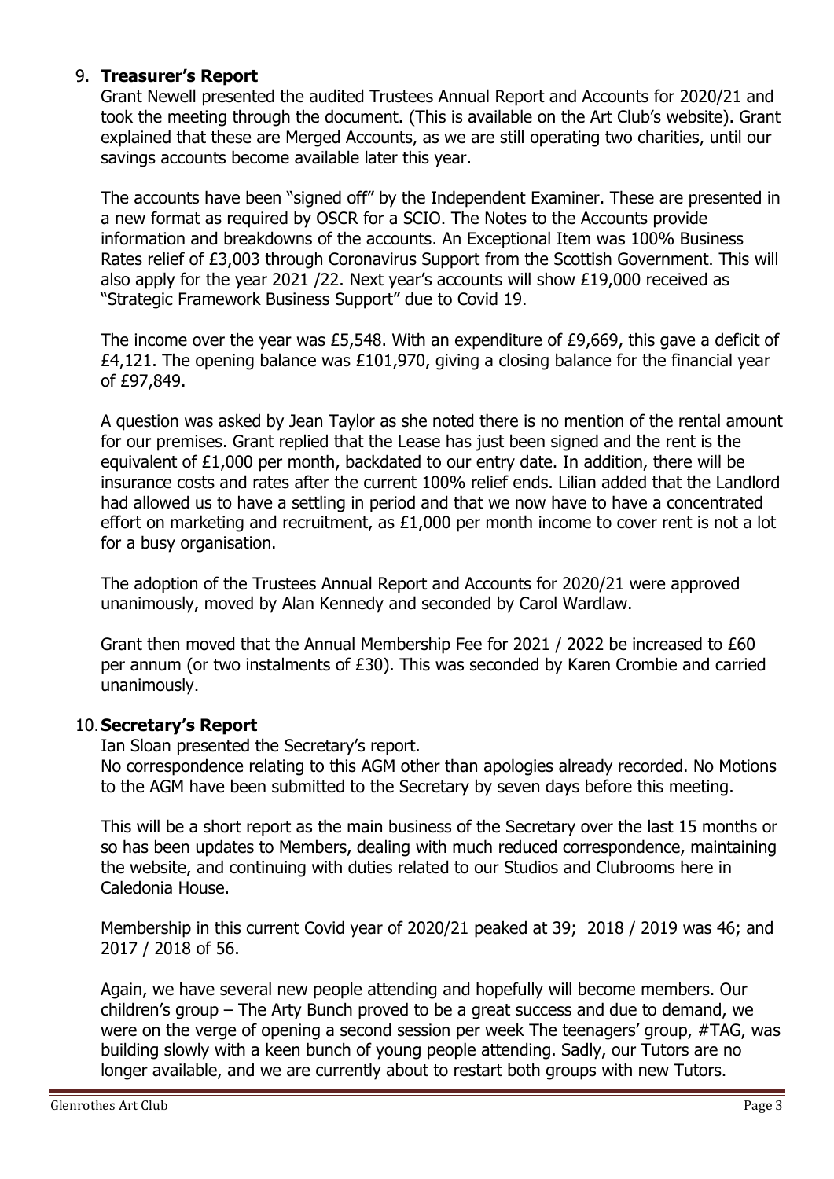## 9. **Treasurer's Report**

Grant Newell presented the audited Trustees Annual Report and Accounts for 2020/21 and took the meeting through the document. (This is available on the Art Club's website). Grant explained that these are Merged Accounts, as we are still operating two charities, until our savings accounts become available later this year.

The accounts have been "signed off" by the Independent Examiner. These are presented in a new format as required by OSCR for a SCIO. The Notes to the Accounts provide information and breakdowns of the accounts. An Exceptional Item was 100% Business Rates relief of £3,003 through Coronavirus Support from the Scottish Government. This will also apply for the year 2021 /22. Next year's accounts will show £19,000 received as "Strategic Framework Business Support" due to Covid 19.

The income over the year was £5,548. With an expenditure of £9,669, this gave a deficit of £4,121. The opening balance was £101,970, giving a closing balance for the financial year of £97,849.

A question was asked by Jean Taylor as she noted there is no mention of the rental amount for our premises. Grant replied that the Lease has just been signed and the rent is the equivalent of £1,000 per month, backdated to our entry date. In addition, there will be insurance costs and rates after the current 100% relief ends. Lilian added that the Landlord had allowed us to have a settling in period and that we now have to have a concentrated effort on marketing and recruitment, as £1,000 per month income to cover rent is not a lot for a busy organisation.

The adoption of the Trustees Annual Report and Accounts for 2020/21 were approved unanimously, moved by Alan Kennedy and seconded by Carol Wardlaw.

Grant then moved that the Annual Membership Fee for 2021 / 2022 be increased to £60 per annum (or two instalments of £30). This was seconded by Karen Crombie and carried unanimously.

## 10. **Secretary's Report**

Ian Sloan presented the Secretary's report.
No correspondence relating to this AGM other than apologies already recorded. No Motions to the AGM have been submitted to the Secretary by seven days before this meeting.

This will be a short report as the main business of the Secretary over the last 15 months or so has been updates to Members, dealing with much reduced correspondence, maintaining the website, and continuing with duties related to our Studios and Clubrooms here in Caledonia House.

Membership in this current Covid year of 2020/21 peaked at 39; 2018 / 2019 was 46; and 2017 / 2018 of 56.

Again, we have several new people attending and hopefully will become members. Our children's group – The Arty Bunch proved to be a great success and due to demand, we were on the verge of opening a second session per week The teenagers' group, #TAG, was building slowly with a keen bunch of young people attending. Sadly, our Tutors are no longer available, and we are currently about to restart both groups with new Tutors.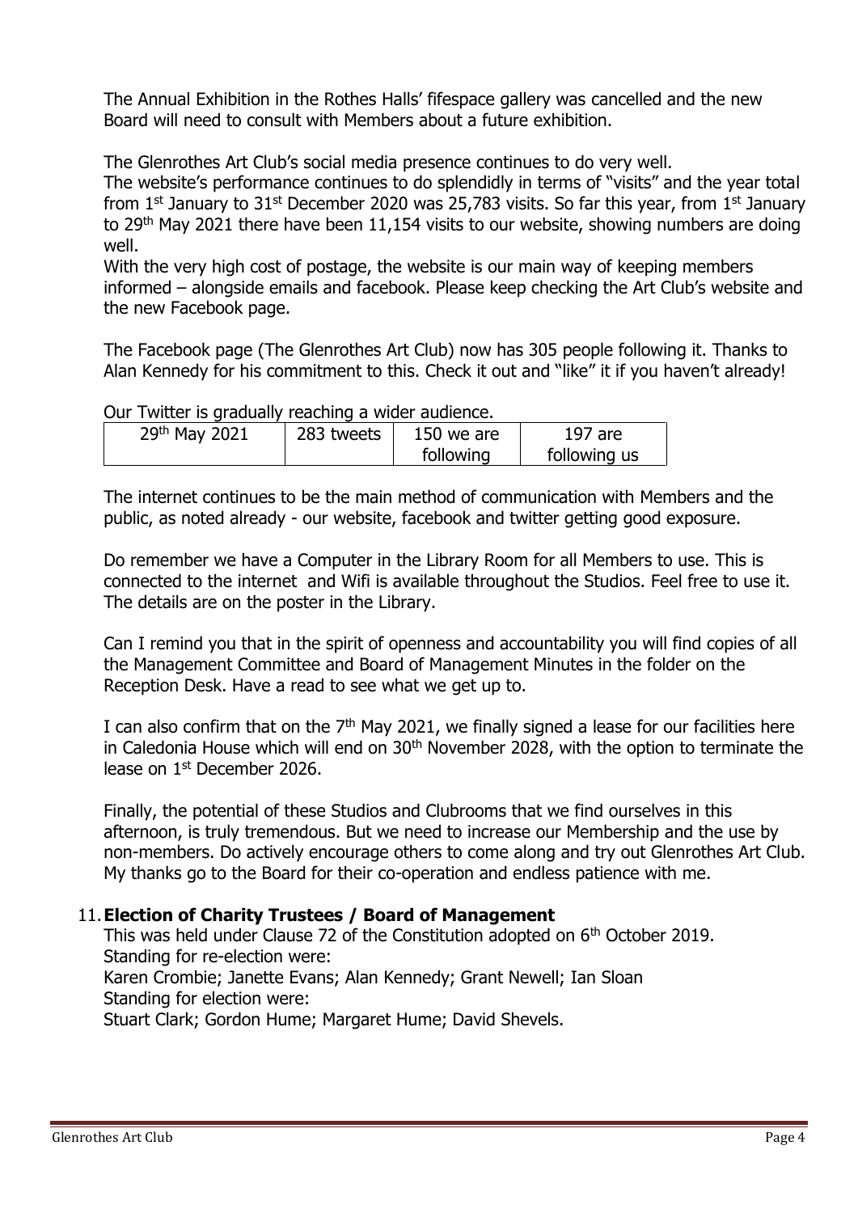The Annual Exhibition in the Rothes Halls' fifespace gallery was cancelled and the new Board will need to consult with Members about a future exhibition.

The Glenrothes Art Club's social media presence continues to do very well.
The website's performance continues to do splendidly in terms of "visits" and the year total from 1st January to 31st December 2020 was 25,783 visits. So far this year, from 1st January to 29th May 2021 there have been 11,154 visits to our website, showing numbers are doing well.
With the very high cost of postage, the website is our main way of keeping members informed – alongside emails and facebook. Please keep checking the Art Club's website and the new Facebook page.

The Facebook page (The Glenrothes Art Club) now has 305 people following it. Thanks to Alan Kennedy for his commitment to this. Check it out and "like" it if you haven't already!

Our Twitter is gradually reaching a wider audience.

| 29th May 2021 | 283 tweets | 150 we are following | 197 are following us |
|---|---|---|---|

The internet continues to be the main method of communication with Members and the public, as noted already - our website, facebook and twitter getting good exposure.

Do remember we have a Computer in the Library Room for all Members to use. This is connected to the internet and Wifi is available throughout the Studios. Feel free to use it. The details are on the poster in the Library.

Can I remind you that in the spirit of openness and accountability you will find copies of all the Management Committee and Board of Management Minutes in the folder on the Reception Desk. Have a read to see what we get up to.

I can also confirm that on the 7th May 2021, we finally signed a lease for our facilities here in Caledonia House which will end on 30th November 2028, with the option to terminate the lease on 1st December 2026.

Finally, the potential of these Studios and Clubrooms that we find ourselves in this afternoon, is truly tremendous. But we need to increase our Membership and the use by non-members. Do actively encourage others to come along and try out Glenrothes Art Club. My thanks go to the Board for their co-operation and endless patience with me.

11. **Election of Charity Trustees / Board of Management**
This was held under Clause 72 of the Constitution adopted on 6th October 2019.
Standing for re-election were:
Karen Crombie; Janette Evans; Alan Kennedy; Grant Newell; Ian Sloan
Standing for election were:
Stuart Clark; Gordon Hume; Margaret Hume; David Shevels.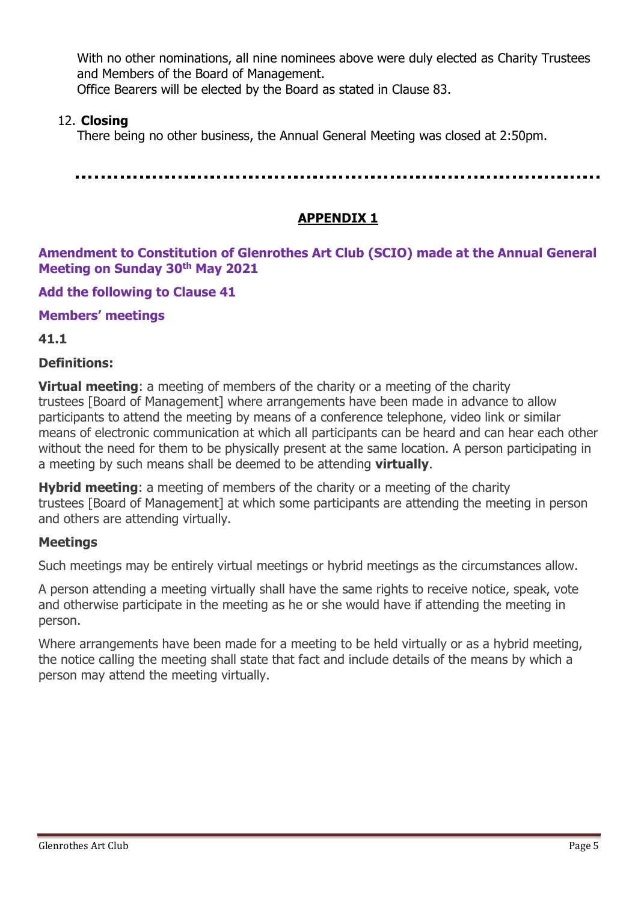With no other nominations, all nine nominees above were duly elected as Charity Trustees and Members of the Board of Management.
Office Bearers will be elected by the Board as stated in Clause 83.

12. **Closing**
    There being no other business, the Annual General Meeting was closed at 2:50pm.

---

## APPENDIX 1

### Amendment to Constitution of Glenrothes Art Club (SCIO) made at the Annual General Meeting on Sunday 30th May 2021

### Add the following to Clause 41

### Members' meetings

**41.1**

**Definitions:**

**Virtual meeting**: a meeting of members of the charity or a meeting of the charity trustees [Board of Management] where arrangements have been made in advance to allow participants to attend the meeting by means of a conference telephone, video link or similar means of electronic communication at which all participants can be heard and can hear each other without the need for them to be physically present at the same location. A person participating in a meeting by such means shall be deemed to be attending **virtually**.

**Hybrid meeting**: a meeting of members of the charity or a meeting of the charity trustees [Board of Management] at which some participants are attending the meeting in person and others are attending virtually.

**Meetings**

Such meetings may be entirely virtual meetings or hybrid meetings as the circumstances allow.

A person attending a meeting virtually shall have the same rights to receive notice, speak, vote and otherwise participate in the meeting as he or she would have if attending the meeting in person.

Where arrangements have been made for a meeting to be held virtually or as a hybrid meeting, the notice calling the meeting shall state that fact and include details of the means by which a person may attend the meeting virtually.